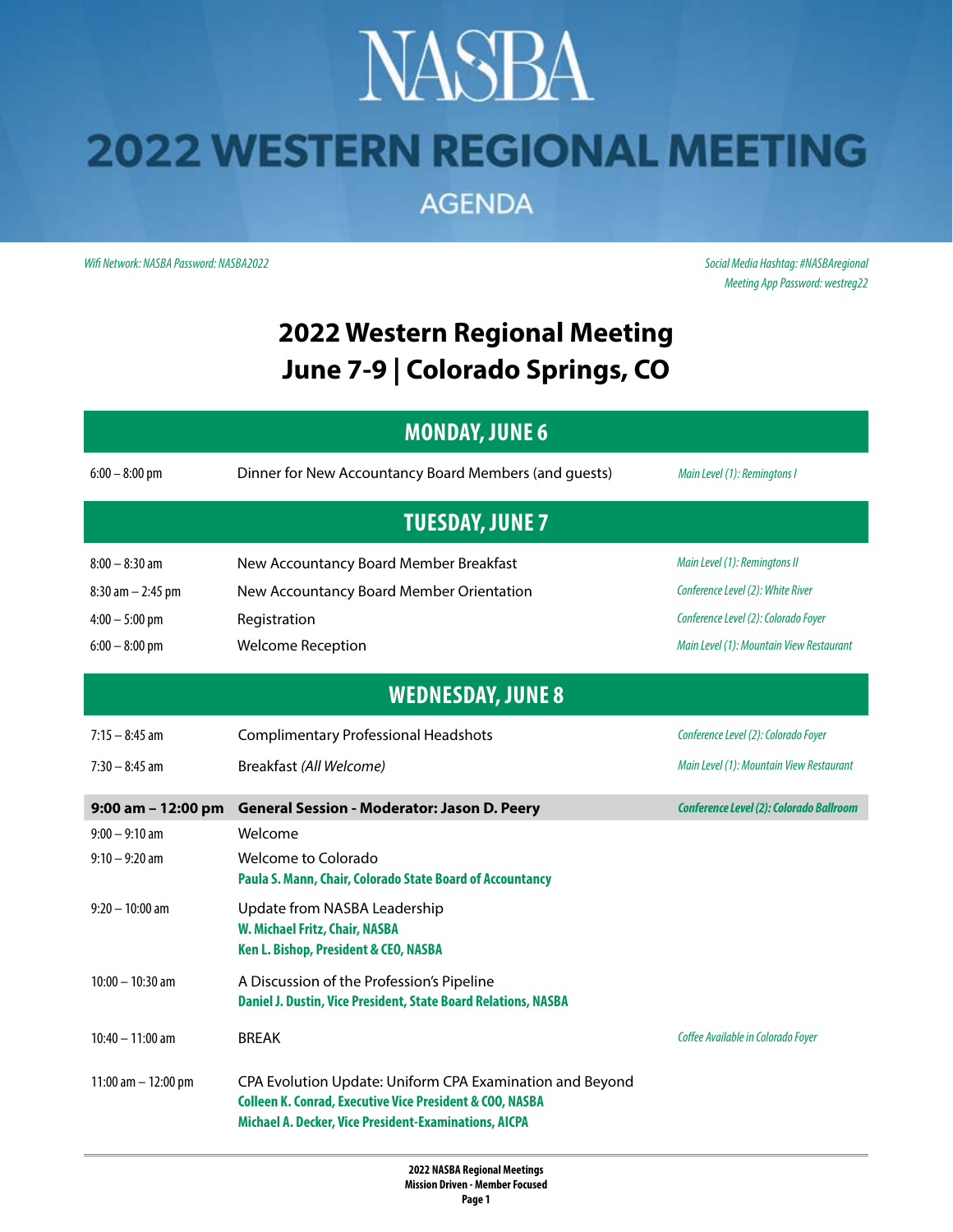# NASBA

# 2022 WESTERN REGIONAL MEETING

## AGENDA

*Wifi Network: NASBA Password: NASBA2022*

*Social Media Hashtag: #NASBAregional*
*Meeting App Password: westreg22*

# 2022 Western Regional Meeting
# June 7-9 | Colorado Springs, CO

## MONDAY, JUNE 6

| | | |
|---|---|---|
| 6:00 – 8:00 pm | Dinner for New Accountancy Board Members (and guests) | *Main Level (1): Remingtons I* |

## TUESDAY, JUNE 7

| | | |
|---|---|---|
| 8:00 – 8:30 am | New Accountancy Board Member Breakfast | *Main Level (1): Remingtons II* |
| 8:30 am – 2:45 pm | New Accountancy Board Member Orientation | *Conference Level (2): White River* |
| 4:00 – 5:00 pm | Registration | *Conference Level (2): Colorado Foyer* |
| 6:00 – 8:00 pm | Welcome Reception | *Main Level (1): Mountain View Restaurant* |

## WEDNESDAY, JUNE 8

| | | |
|---|---|---|
| 7:15 – 8:45 am | Complimentary Professional Headshots | *Conference Level (2): Colorado Foyer* |
| 7:30 – 8:45 am | Breakfast *(All Welcome)* | *Main Level (1): Mountain View Restaurant* |
| **9:00 am – 12:00 pm** | **General Session - Moderator: Jason D. Peery** | ***Conference Level (2): Colorado Ballroom*** |
| 9:00 – 9:10 am | Welcome | |
| 9:10 – 9:20 am | Welcome to Colorado<br>**Paula S. Mann, Chair, Colorado State Board of Accountancy** | |
| 9:20 – 10:00 am | Update from NASBA Leadership<br>**W. Michael Fritz, Chair, NASBA**<br>**Ken L. Bishop, President & CEO, NASBA** | |
| 10:00 – 10:30 am | A Discussion of the Profession's Pipeline<br>**Daniel J. Dustin, Vice President, State Board Relations, NASBA** | |
| 10:40 – 11:00 am | BREAK | *Coffee Available in Colorado Foyer* |
| 11:00 am – 12:00 pm | CPA Evolution Update: Uniform CPA Examination and Beyond<br>**Colleen K. Conrad, Executive Vice President & COO, NASBA**<br>**Michael A. Decker, Vice President-Examinations, AICPA** | |

**2022 NASBA Regional Meetings**
**Mission Driven - Member Focused**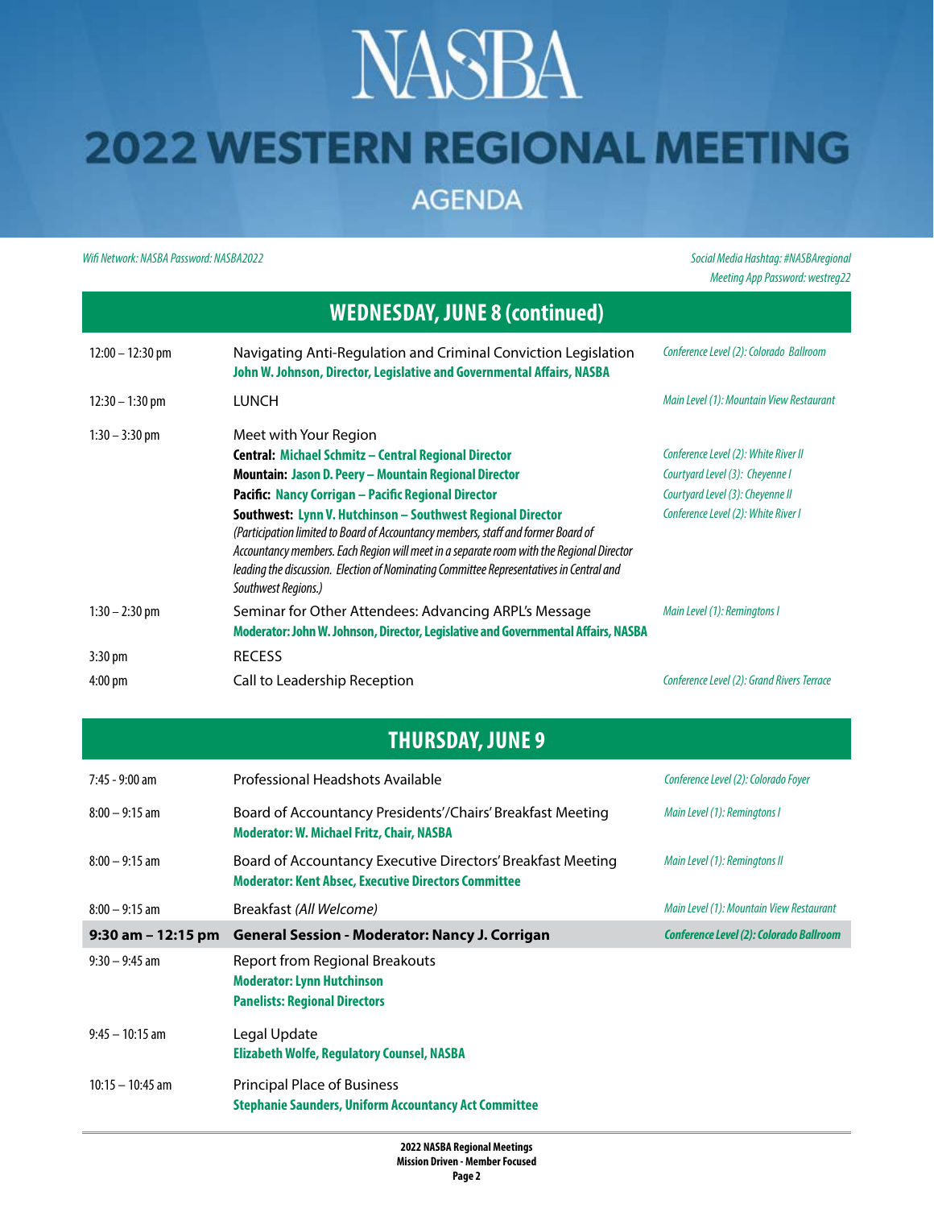# NASBA

# 2022 WESTERN REGIONAL MEETING

## AGENDA

*Wifi Network: NASBA Password: NASBA2022*

*Social Media Hashtag: #NASBAregional*
*Meeting App Password: westreg22*

## WEDNESDAY, JUNE 8 (continued)

| Time | Session | Location |
|---|---|---|
| 12:00 – 12:30 pm | Navigating Anti-Regulation and Criminal Conviction Legislation<br>**John W. Johnson, Director, Legislative and Governmental Affairs, NASBA** | *Conference Level (2): Colorado Ballroom* |
| 12:30 – 1:30 pm | LUNCH | *Main Level (1): Mountain View Restaurant* |
| 1:30 – 3:30 pm | Meet with Your Region<br>**Central: Michael Schmitz – Central Regional Director**<br>**Mountain: Jason D. Peery – Mountain Regional Director**<br>**Pacific: Nancy Corrigan – Pacific Regional Director**<br>**Southwest: Lynn V. Hutchinson – Southwest Regional Director**<br>*(Participation limited to Board of Accountancy members, staff and former Board of Accountancy members. Each Region will meet in a separate room with the Regional Director leading the discussion. Election of Nominating Committee Representatives in Central and Southwest Regions.)* | <br>*Conference Level (2): White River II*<br>*Courtyard Level (3): Cheyenne I*<br>*Courtyard Level (3): Cheyenne II*<br>*Conference Level (2): White River I* |
| 1:30 – 2:30 pm | Seminar for Other Attendees: Advancing ARPL's Message<br>**Moderator: John W. Johnson, Director, Legislative and Governmental Affairs, NASBA** | *Main Level (1): Remingtons I* |
| 3:30 pm | RECESS | |
| 4:00 pm | Call to Leadership Reception | *Conference Level (2): Grand Rivers Terrace* |

## THURSDAY, JUNE 9

| Time | Session | Location |
|---|---|---|
| 7:45 - 9:00 am | Professional Headshots Available | *Conference Level (2): Colorado Foyer* |
| 8:00 – 9:15 am | Board of Accountancy Presidents'/Chairs' Breakfast Meeting<br>**Moderator: W. Michael Fritz, Chair, NASBA** | *Main Level (1): Remingtons I* |
| 8:00 – 9:15 am | Board of Accountancy Executive Directors' Breakfast Meeting<br>**Moderator: Kent Absec, Executive Directors Committee** | *Main Level (1): Remingtons II* |
| 8:00 – 9:15 am | Breakfast *(All Welcome)* | *Main Level (1): Mountain View Restaurant* |
| **9:30 am – 12:15 pm** | **General Session - Moderator: Nancy J. Corrigan** | ***Conference Level (2): Colorado Ballroom*** |
| 9:30 – 9:45 am | Report from Regional Breakouts<br>**Moderator: Lynn Hutchinson**<br>**Panelists: Regional Directors** | |
| 9:45 – 10:15 am | Legal Update<br>**Elizabeth Wolfe, Regulatory Counsel, NASBA** | |
| 10:15 – 10:45 am | Principal Place of Business<br>**Stephanie Saunders, Uniform Accountancy Act Committee** | |

**2022 NASBA Regional Meetings**
**Mission Driven - Member Focused**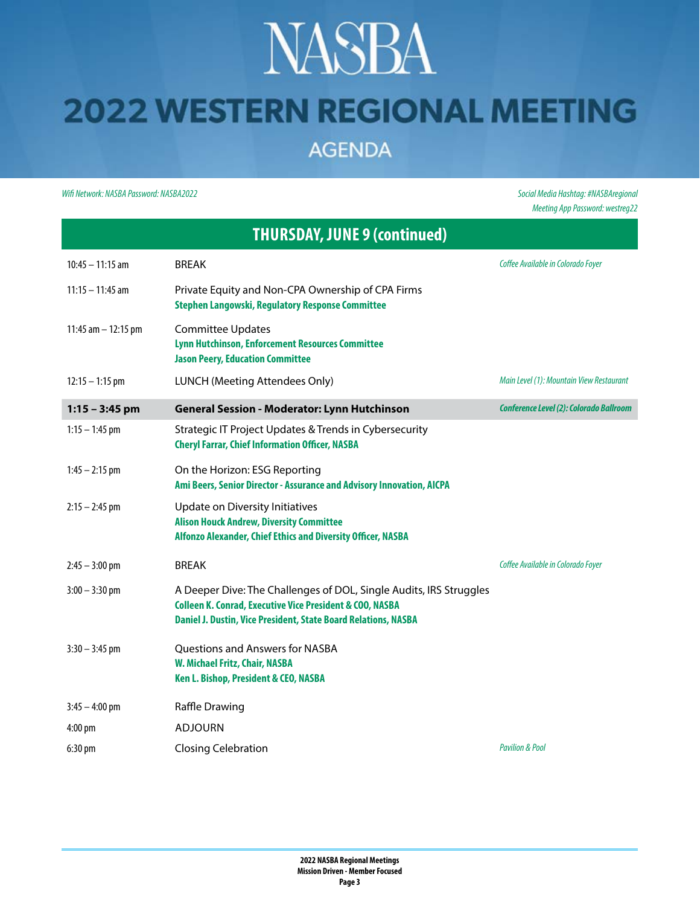# NASBA

## 2022 WESTERN REGIONAL MEETING

### AGENDA

*Wifi Network: NASBA Password: NASBA2022*

*Social Media Hashtag: #NASBAregional*
*Meeting App Password: westreg22*

## THURSDAY, JUNE 9 (continued)

| Time | Session | Location |
|---|---|---|
| 10:45 – 11:15 am | BREAK | *Coffee Available in Colorado Foyer* |
| 11:15 – 11:45 am | Private Equity and Non-CPA Ownership of CPA Firms<br>**Stephen Langowski, Regulatory Response Committee** | |
| 11:45 am – 12:15 pm | Committee Updates<br>**Lynn Hutchinson, Enforcement Resources Committee**<br>**Jason Peery, Education Committee** | |
| 12:15 – 1:15 pm | LUNCH (Meeting Attendees Only) | *Main Level (1): Mountain View Restaurant* |
| **1:15 – 3:45 pm** | **General Session - Moderator: Lynn Hutchinson** | ***Conference Level (2): Colorado Ballroom*** |
| 1:15 – 1:45 pm | Strategic IT Project Updates & Trends in Cybersecurity<br>**Cheryl Farrar, Chief Information Officer, NASBA** | |
| 1:45 – 2:15 pm | On the Horizon: ESG Reporting<br>**Ami Beers, Senior Director - Assurance and Advisory Innovation, AICPA** | |
| 2:15 – 2:45 pm | Update on Diversity Initiatives<br>**Alison Houck Andrew, Diversity Committee**<br>**Alfonzo Alexander, Chief Ethics and Diversity Officer, NASBA** | |
| 2:45 – 3:00 pm | BREAK | *Coffee Available in Colorado Foyer* |
| 3:00 – 3:30 pm | A Deeper Dive: The Challenges of DOL, Single Audits, IRS Struggles<br>**Colleen K. Conrad, Executive Vice President & COO, NASBA**<br>**Daniel J. Dustin, Vice President, State Board Relations, NASBA** | |
| 3:30 – 3:45 pm | Questions and Answers for NASBA<br>**W. Michael Fritz, Chair, NASBA**<br>**Ken L. Bishop, President & CEO, NASBA** | |
| 3:45 – 4:00 pm | Raffle Drawing | |
| 4:00 pm | ADJOURN | |
| 6:30 pm | Closing Celebration | *Pavilion & Pool* |

**2022 NASBA Regional Meetings**
**Mission Driven - Member Focused**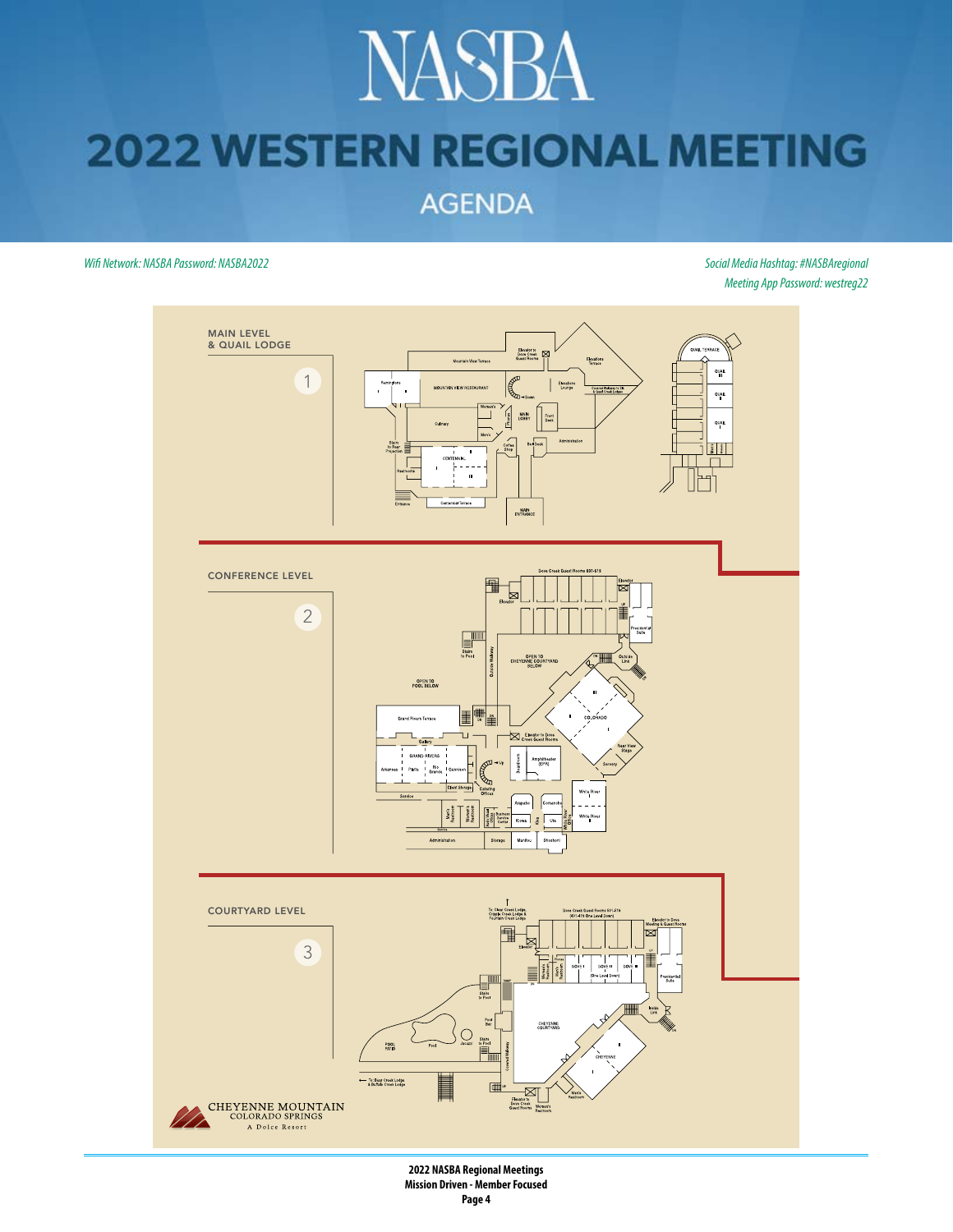# NASBA

# 2022 WESTERN REGIONAL MEETING

## AGENDA

*Wifi Network: NASBA Password: NASBA2022*

*Social Media Hashtag: #NASBAregional*

*Meeting App Password: westreg22*

MAIN LEVEL
& QUAIL LODGE

1

CONFERENCE LEVEL

2

COURTYARD LEVEL

3

CHEYENNE MOUNTAIN
COLORADO SPRINGS
A Dolce Resort

**2022 NASBA Regional Meetings**
**Mission Driven - Member Focused**